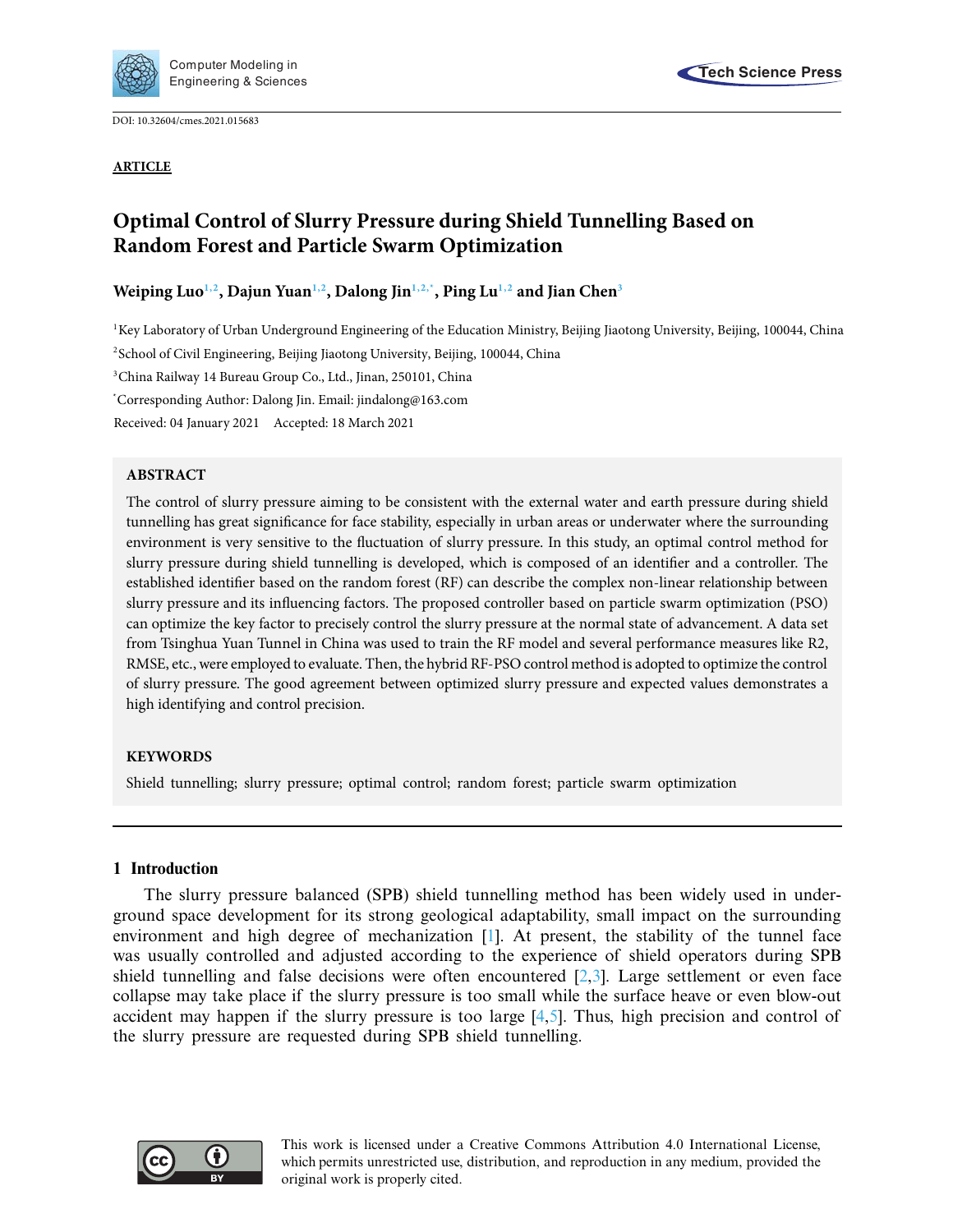DOI: 10.32604/cmes.2021.015683

**ARTICLE**

# Optimal Control of Slurry Pressure during Shield Tunnelling Based on Random Forest and Particle Swarm Optimization

**Weiping Luo[1,2], Dajun Yuan[1,2], Dalong Jin[1,2,*], Ping Lu[1,2] and Jian Chen[3]**

[1]Key Laboratory of Urban Underground Engineering of the Education Ministry, Beijing Jiaotong University, Beijing, 100044, China

[2]School of Civil Engineering, Beijing Jiaotong University, Beijing, 100044, China

[3]China Railway 14 Bureau Group Co., Ltd., Jinan, 250101, China

[*]Corresponding Author: Dalong Jin. Email: jindalong@163.com

Received: 04 January 2021 Accepted: 18 March 2021

## ABSTRACT

The control of slurry pressure aiming to be consistent with the external water and earth pressure during shield tunnelling has great significance for face stability, especially in urban areas or underwater where the surrounding environment is very sensitive to the fluctuation of slurry pressure. In this study, an optimal control method for slurry pressure during shield tunnelling is developed, which is composed of an identifier and a controller. The established identifier based on the random forest (RF) can describe the complex non-linear relationship between slurry pressure and its influencing factors. The proposed controller based on particle swarm optimization (PSO) can optimize the key factor to precisely control the slurry pressure at the normal state of advancement. A data set from Tsinghua Yuan Tunnel in China was used to train the RF model and several performance measures like R2, RMSE, etc., were employed to evaluate. Then, the hybrid RF-PSO control method is adopted to optimize the control of slurry pressure. The good agreement between optimized slurry pressure and expected values demonstrates a high identifying and control precision.

## KEYWORDS

Shield tunnelling; slurry pressure; optimal control; random forest; particle swarm optimization

## 1 Introduction

The slurry pressure balanced (SPB) shield tunnelling method has been widely used in underground space development for its strong geological adaptability, small impact on the surrounding environment and high degree of mechanization [1]. At present, the stability of the tunnel face was usually controlled and adjusted according to the experience of shield operators during SPB shield tunnelling and false decisions were often encountered [2,3]. Large settlement or even face collapse may take place if the slurry pressure is too small while the surface heave or even blow-out accident may happen if the slurry pressure is too large [4,5]. Thus, high precision and control of the slurry pressure are requested during SPB shield tunnelling.

This work is licensed under a Creative Commons Attribution 4.0 International License, which permits unrestricted use, distribution, and reproduction in any medium, provided the original work is properly cited.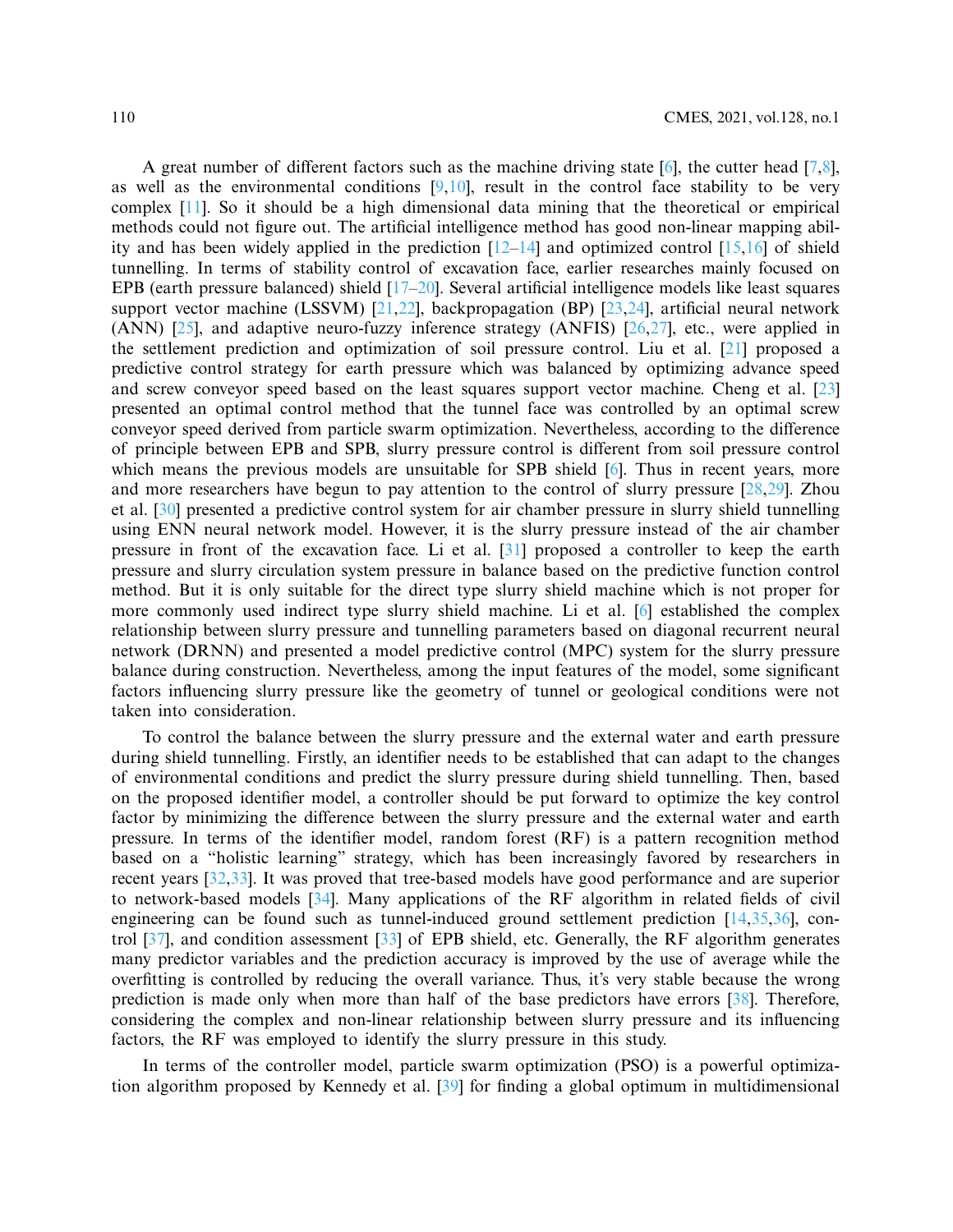A great number of different factors such as the machine driving state [6], the cutter head [7,8], as well as the environmental conditions [9,10], result in the control face stability to be very complex [11]. So it should be a high dimensional data mining that the theoretical or empirical methods could not figure out. The artificial intelligence method has good non-linear mapping ability and has been widely applied in the prediction [12–14] and optimized control [15,16] of shield tunnelling. In terms of stability control of excavation face, earlier researches mainly focused on EPB (earth pressure balanced) shield [17–20]. Several artificial intelligence models like least squares support vector machine (LSSVM) [21,22], backpropagation (BP) [23,24], artificial neural network (ANN) [25], and adaptive neuro-fuzzy inference strategy (ANFIS) [26,27], etc., were applied in the settlement prediction and optimization of soil pressure control. Liu et al. [21] proposed a predictive control strategy for earth pressure which was balanced by optimizing advance speed and screw conveyor speed based on the least squares support vector machine. Cheng et al. [23] presented an optimal control method that the tunnel face was controlled by an optimal screw conveyor speed derived from particle swarm optimization. Nevertheless, according to the difference of principle between EPB and SPB, slurry pressure control is different from soil pressure control which means the previous models are unsuitable for SPB shield [6]. Thus in recent years, more and more researchers have begun to pay attention to the control of slurry pressure [28,29]. Zhou et al. [30] presented a predictive control system for air chamber pressure in slurry shield tunnelling using ENN neural network model. However, it is the slurry pressure instead of the air chamber pressure in front of the excavation face. Li et al. [31] proposed a controller to keep the earth pressure and slurry circulation system pressure in balance based on the predictive function control method. But it is only suitable for the direct type slurry shield machine which is not proper for more commonly used indirect type slurry shield machine. Li et al. [6] established the complex relationship between slurry pressure and tunnelling parameters based on diagonal recurrent neural network (DRNN) and presented a model predictive control (MPC) system for the slurry pressure balance during construction. Nevertheless, among the input features of the model, some significant factors influencing slurry pressure like the geometry of tunnel or geological conditions were not taken into consideration.

To control the balance between the slurry pressure and the external water and earth pressure during shield tunnelling. Firstly, an identifier needs to be established that can adapt to the changes of environmental conditions and predict the slurry pressure during shield tunnelling. Then, based on the proposed identifier model, a controller should be put forward to optimize the key control factor by minimizing the difference between the slurry pressure and the external water and earth pressure. In terms of the identifier model, random forest (RF) is a pattern recognition method based on a "holistic learning" strategy, which has been increasingly favored by researchers in recent years [32,33]. It was proved that tree-based models have good performance and are superior to network-based models [34]. Many applications of the RF algorithm in related fields of civil engineering can be found such as tunnel-induced ground settlement prediction [14,35,36], control [37], and condition assessment [33] of EPB shield, etc. Generally, the RF algorithm generates many predictor variables and the prediction accuracy is improved by the use of average while the overfitting is controlled by reducing the overall variance. Thus, it's very stable because the wrong prediction is made only when more than half of the base predictors have errors [38]. Therefore, considering the complex and non-linear relationship between slurry pressure and its influencing factors, the RF was employed to identify the slurry pressure in this study.

In terms of the controller model, particle swarm optimization (PSO) is a powerful optimization algorithm proposed by Kennedy et al. [39] for finding a global optimum in multidimensional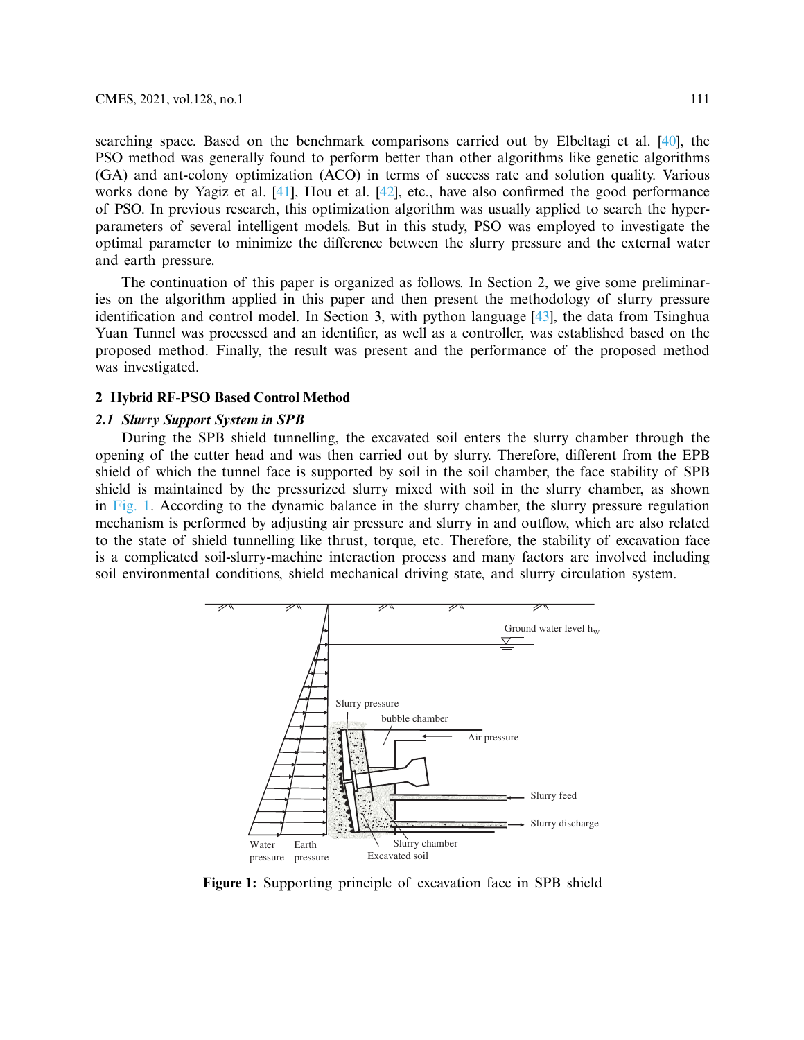searching space. Based on the benchmark comparisons carried out by Elbeltagi et al. [40], the PSO method was generally found to perform better than other algorithms like genetic algorithms (GA) and ant-colony optimization (ACO) in terms of success rate and solution quality. Various works done by Yagiz et al. [41], Hou et al. [42], etc., have also confirmed the good performance of PSO. In previous research, this optimization algorithm was usually applied to search the hyper-parameters of several intelligent models. But in this study, PSO was employed to investigate the optimal parameter to minimize the difference between the slurry pressure and the external water and earth pressure.

The continuation of this paper is organized as follows. In Section 2, we give some preliminaries on the algorithm applied in this paper and then present the methodology of slurry pressure identification and control model. In Section 3, with python language [43], the data from Tsinghua Yuan Tunnel was processed and an identifier, as well as a controller, was established based on the proposed method. Finally, the result was present and the performance of the proposed method was investigated.

## 2 Hybrid RF-PSO Based Control Method

### 2.1 Slurry Support System in SPB

During the SPB shield tunnelling, the excavated soil enters the slurry chamber through the opening of the cutter head and was then carried out by slurry. Therefore, different from the EPB shield of which the tunnel face is supported by soil in the soil chamber, the face stability of SPB shield is maintained by the pressurized slurry mixed with soil in the slurry chamber, as shown in Fig. 1. According to the dynamic balance in the slurry chamber, the slurry pressure regulation mechanism is performed by adjusting air pressure and slurry in and outflow, which are also related to the state of shield tunnelling like thrust, torque, etc. Therefore, the stability of excavation face is a complicated soil-slurry-machine interaction process and many factors are involved including soil environmental conditions, shield mechanical driving state, and slurry circulation system.

**Figure 1:** Supporting principle of excavation face in SPB shield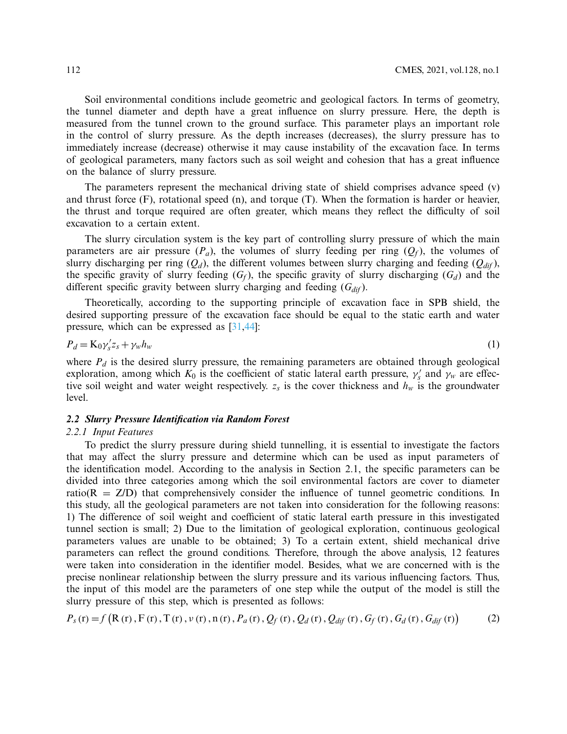Soil environmental conditions include geometric and geological factors. In terms of geometry, the tunnel diameter and depth have a great influence on slurry pressure. Here, the depth is measured from the tunnel crown to the ground surface. This parameter plays an important role in the control of slurry pressure. As the depth increases (decreases), the slurry pressure has to immediately increase (decrease) otherwise it may cause instability of the excavation face. In terms of geological parameters, many factors such as soil weight and cohesion that has a great influence on the balance of slurry pressure.

The parameters represent the mechanical driving state of shield comprises advance speed (v) and thrust force (F), rotational speed (n), and torque (T). When the formation is harder or heavier, the thrust and torque required are often greater, which means they reflect the difficulty of soil excavation to a certain extent.

The slurry circulation system is the key part of controlling slurry pressure of which the main parameters are air pressure ($P_a$), the volumes of slurry feeding per ring ($Q_f$), the volumes of slurry discharging per ring ($Q_d$), the different volumes between slurry charging and feeding ($Q_{dif}$), the specific gravity of slurry feeding ($G_f$), the specific gravity of slurry discharging ($G_d$) and the different specific gravity between slurry charging and feeding ($G_{dif}$).

Theoretically, according to the supporting principle of excavation face in SPB shield, the desired supporting pressure of the excavation face should be equal to the static earth and water pressure, which can be expressed as [31,44]:

$$P_d = K_0 \gamma_s' z_s + \gamma_w h_w \tag{1}$$

where $P_d$ is the desired slurry pressure, the remaining parameters are obtained through geological exploration, among which $K_0$ is the coefficient of static lateral earth pressure, $\gamma_s'$ and $\gamma_w$ are effective soil weight and water weight respectively. $z_s$ is the cover thickness and $h_w$ is the groundwater level.

### *2.2 Slurry Pressure Identification via Random Forest*

#### *2.2.1 Input Features*

To predict the slurry pressure during shield tunnelling, it is essential to investigate the factors that may affect the slurry pressure and determine which can be used as input parameters of the identification model. According to the analysis in Section 2.1, the specific parameters can be divided into three categories among which the soil environmental factors are cover to diameter ratio(R = Z/D) that comprehensively consider the influence of tunnel geometric conditions. In this study, all the geological parameters are not taken into consideration for the following reasons: 1) The difference of soil weight and coefficient of static lateral earth pressure in this investigated tunnel section is small; 2) Due to the limitation of geological exploration, continuous geological parameters values are unable to be obtained; 3) To a certain extent, shield mechanical drive parameters can reflect the ground conditions. Therefore, through the above analysis, 12 features were taken into consideration in the identifier model. Besides, what we are concerned with is the precise nonlinear relationship between the slurry pressure and its various influencing factors. Thus, the input of this model are the parameters of one step while the output of the model is still the slurry pressure of this step, which is presented as follows:

$$P_s(\mathrm{r}) = f\left(\mathrm{R}(\mathrm{r}), \mathrm{F}(\mathrm{r}), \mathrm{T}(\mathrm{r}), v(\mathrm{r}), \mathrm{n}(\mathrm{r}), P_a(\mathrm{r}), Q_f(\mathrm{r}), Q_d(\mathrm{r}), Q_{dif}(\mathrm{r}), G_f(\mathrm{r}), G_d(\mathrm{r}), G_{dif}(\mathrm{r})\right) \tag{2}$$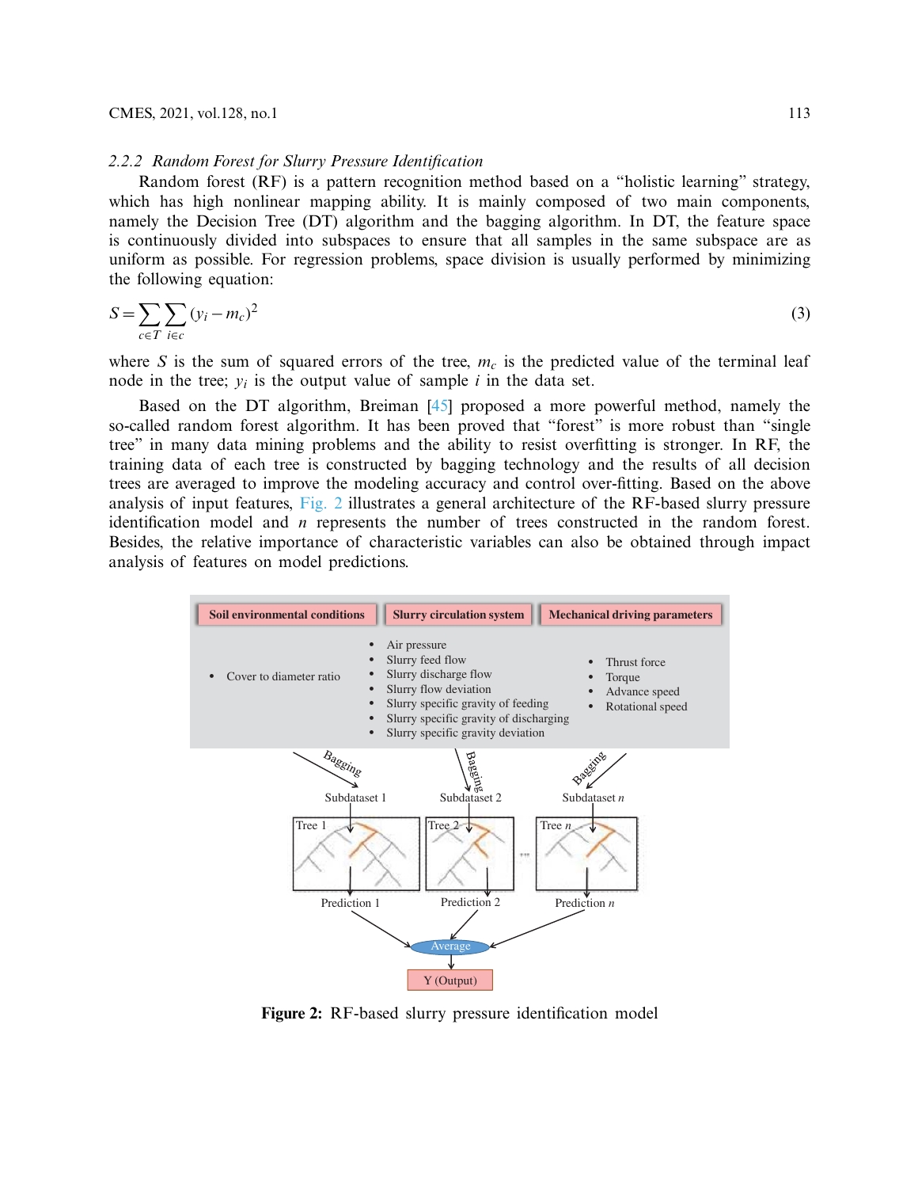### 2.2.2 Random Forest for Slurry Pressure Identification

Random forest (RF) is a pattern recognition method based on a "holistic learning" strategy, which has high nonlinear mapping ability. It is mainly composed of two main components, namely the Decision Tree (DT) algorithm and the bagging algorithm. In DT, the feature space is continuously divided into subspaces to ensure that all samples in the same subspace are as uniform as possible. For regression problems, space division is usually performed by minimizing the following equation:

$$S = \sum_{c \in T} \sum_{i \in c} (y_i - m_c)^2 \tag{3}$$

where $S$ is the sum of squared errors of the tree, $m_c$ is the predicted value of the terminal leaf node in the tree; $y_i$ is the output value of sample $i$ in the data set.

Based on the DT algorithm, Breiman [45] proposed a more powerful method, namely the so-called random forest algorithm. It has been proved that "forest" is more robust than "single tree" in many data mining problems and the ability to resist overfitting is stronger. In RF, the training data of each tree is constructed by bagging technology and the results of all decision trees are averaged to improve the modeling accuracy and control over-fitting. Based on the above analysis of input features, Fig. 2 illustrates a general architecture of the RF-based slurry pressure identification model and $n$ represents the number of trees constructed in the random forest. Besides, the relative importance of characteristic variables can also be obtained through impact analysis of features on model predictions.

**Figure 2:** RF-based slurry pressure identification model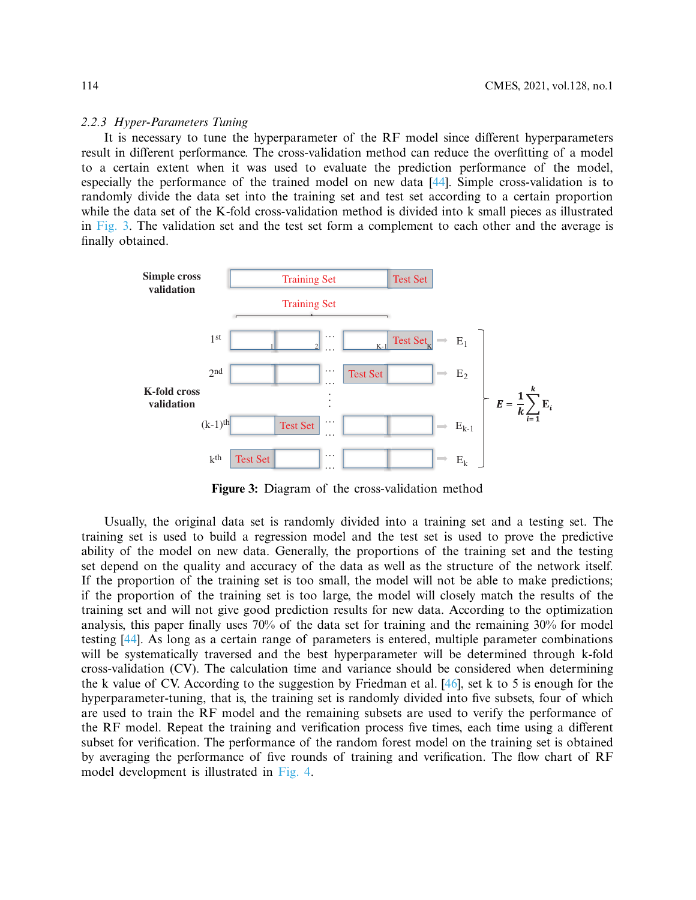### 2.2.3 Hyper-Parameters Tuning

It is necessary to tune the hyperparameter of the RF model since different hyperparameters result in different performance. The cross-validation method can reduce the overfitting of a model to a certain extent when it was used to evaluate the prediction performance of the model, especially the performance of the trained model on new data [44]. Simple cross-validation is to randomly divide the data set into the training set and test set according to a certain proportion while the data set of the K-fold cross-validation method is divided into k small pieces as illustrated in Fig. 3. The validation set and the test set form a complement to each other and the average is finally obtained.

**Figure 3:** Diagram of the cross-validation method

Usually, the original data set is randomly divided into a training set and a testing set. The training set is used to build a regression model and the test set is used to prove the predictive ability of the model on new data. Generally, the proportions of the training set and the testing set depend on the quality and accuracy of the data as well as the structure of the network itself. If the proportion of the training set is too small, the model will not be able to make predictions; if the proportion of the training set is too large, the model will closely match the results of the training set and will not give good prediction results for new data. According to the optimization analysis, this paper finally uses 70% of the data set for training and the remaining 30% for model testing [44]. As long as a certain range of parameters is entered, multiple parameter combinations will be systematically traversed and the best hyperparameter will be determined through k-fold cross-validation (CV). The calculation time and variance should be considered when determining the k value of CV. According to the suggestion by Friedman et al. [46], set k to 5 is enough for the hyperparameter-tuning, that is, the training set is randomly divided into five subsets, four of which are used to train the RF model and the remaining subsets are used to verify the performance of the RF model. Repeat the training and verification process five times, each time using a different subset for verification. The performance of the random forest model on the training set is obtained by averaging the performance of five rounds of training and verification. The flow chart of RF model development is illustrated in Fig. 4.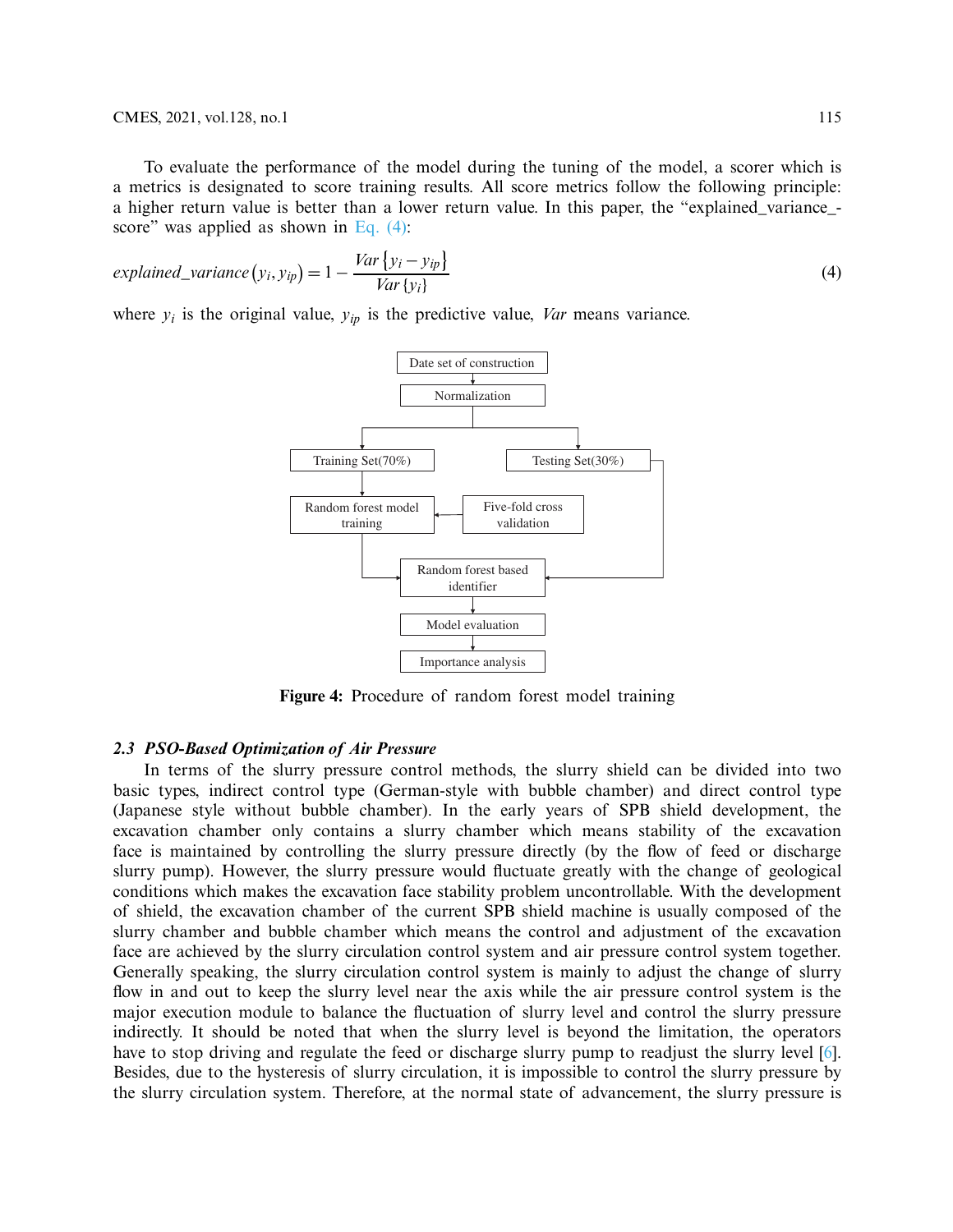To evaluate the performance of the model during the tuning of the model, a scorer which is a metrics is designated to score training results. All score metrics follow the following principle: a higher return value is better than a lower return value. In this paper, the "explained_variance_-score" was applied as shown in Eq. (4):

$$explained\_variance\left(y_i, y_{ip}\right) = 1 - \frac{Var\left\{y_i - y_{ip}\right\}}{Var\left\{y_i\right\}} \tag{4}$$

where $y_i$ is the original value, $y_{ip}$ is the predictive value, $Var$ means variance.

**Figure 4:** Procedure of random forest model training

### 2.3 *PSO-Based Optimization of Air Pressure*

In terms of the slurry pressure control methods, the slurry shield can be divided into two basic types, indirect control type (German-style with bubble chamber) and direct control type (Japanese style without bubble chamber). In the early years of SPB shield development, the excavation chamber only contains a slurry chamber which means stability of the excavation face is maintained by controlling the slurry pressure directly (by the flow of feed or discharge slurry pump). However, the slurry pressure would fluctuate greatly with the change of geological conditions which makes the excavation face stability problem uncontrollable. With the development of shield, the excavation chamber of the current SPB shield machine is usually composed of the slurry chamber and bubble chamber which means the control and adjustment of the excavation face are achieved by the slurry circulation control system and air pressure control system together. Generally speaking, the slurry circulation control system is mainly to adjust the change of slurry flow in and out to keep the slurry level near the axis while the air pressure control system is the major execution module to balance the fluctuation of slurry level and control the slurry pressure indirectly. It should be noted that when the slurry level is beyond the limitation, the operators have to stop driving and regulate the feed or discharge slurry pump to readjust the slurry level [6]. Besides, due to the hysteresis of slurry circulation, it is impossible to control the slurry pressure by the slurry circulation system. Therefore, at the normal state of advancement, the slurry pressure is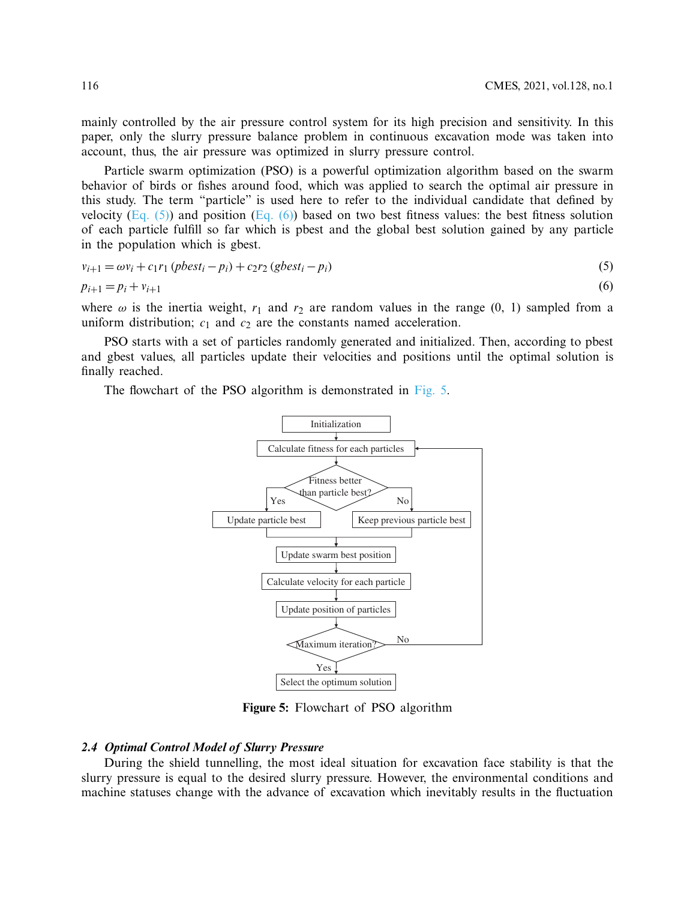mainly controlled by the air pressure control system for its high precision and sensitivity. In this paper, only the slurry pressure balance problem in continuous excavation mode was taken into account, thus, the air pressure was optimized in slurry pressure control.

Particle swarm optimization (PSO) is a powerful optimization algorithm based on the swarm behavior of birds or fishes around food, which was applied to search the optimal air pressure in this study. The term "particle" is used here to refer to the individual candidate that defined by velocity (Eq. (5)) and position (Eq. (6)) based on two best fitness values: the best fitness solution of each particle fulfill so far which is pbest and the global best solution gained by any particle in the population which is gbest.

$$v_{i+1} = \omega v_i + c_1 r_1 (pbest_i - p_i) + c_2 r_2 (gbest_i - p_i) \tag{5}$$

$$p_{i+1} = p_i + v_{i+1} \tag{6}$$

where $\omega$ is the inertia weight, $r_1$ and $r_2$ are random values in the range (0, 1) sampled from a uniform distribution; $c_1$ and $c_2$ are the constants named acceleration.

PSO starts with a set of particles randomly generated and initialized. Then, according to pbest and gbest values, all particles update their velocities and positions until the optimal solution is finally reached.

The flowchart of the PSO algorithm is demonstrated in Fig. 5.

Initialization → Calculate fitness for each particles → Fitness better than particle best? (Yes: Update particle best; No: Keep previous particle best) → Update swarm best position → Calculate velocity for each particle → Update position of particles → Maximum iteration? (No: return to Calculate fitness for each particles; Yes: Select the optimum solution)

**Figure 5:** Flowchart of PSO algorithm

### *2.4 Optimal Control Model of Slurry Pressure*

During the shield tunnelling, the most ideal situation for excavation face stability is that the slurry pressure is equal to the desired slurry pressure. However, the environmental conditions and machine statuses change with the advance of excavation which inevitably results in the fluctuation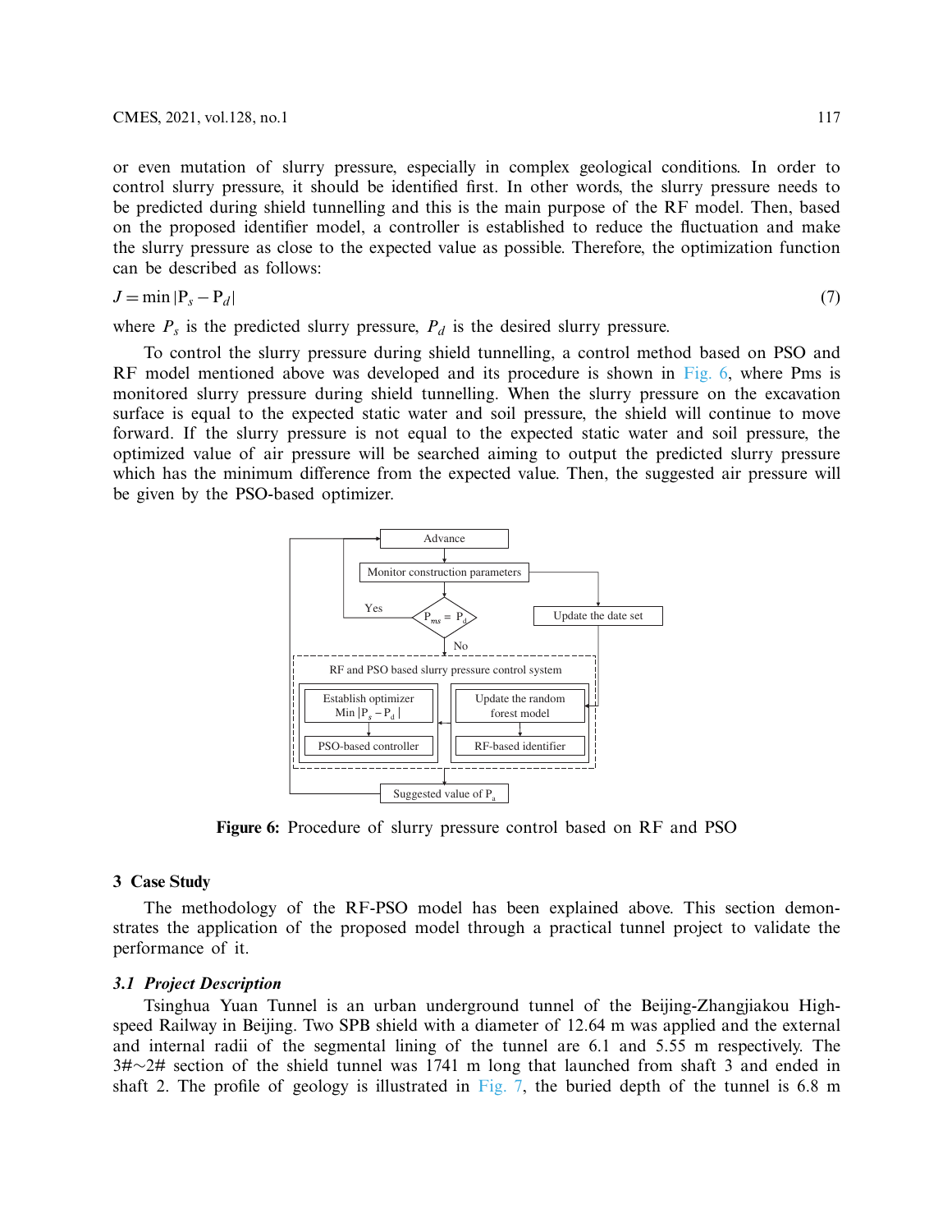or even mutation of slurry pressure, especially in complex geological conditions. In order to control slurry pressure, it should be identified first. In other words, the slurry pressure needs to be predicted during shield tunnelling and this is the main purpose of the RF model. Then, based on the proposed identifier model, a controller is established to reduce the fluctuation and make the slurry pressure as close to the expected value as possible. Therefore, the optimization function can be described as follows:

$$J = \min |P_s - P_d| \tag{7}$$

where $P_s$ is the predicted slurry pressure, $P_d$ is the desired slurry pressure.

To control the slurry pressure during shield tunnelling, a control method based on PSO and RF model mentioned above was developed and its procedure is shown in Fig. 6, where Pms is monitored slurry pressure during shield tunnelling. When the slurry pressure on the excavation surface is equal to the expected static water and soil pressure, the shield will continue to move forward. If the slurry pressure is not equal to the expected static water and soil pressure, the optimized value of air pressure will be searched aiming to output the predicted slurry pressure which has the minimum difference from the expected value. Then, the suggested air pressure will be given by the PSO-based optimizer.

Figure 6: Procedure of slurry pressure control based on RF and PSO

## 3 Case Study

The methodology of the RF-PSO model has been explained above. This section demonstrates the application of the proposed model through a practical tunnel project to validate the performance of it.

### 3.1 Project Description

Tsinghua Yuan Tunnel is an urban underground tunnel of the Beijing-Zhangjiakou High-speed Railway in Beijing. Two SPB shield with a diameter of 12.64 m was applied and the external and internal radii of the segmental lining of the tunnel are 6.1 and 5.55 m respectively. The 3#∼2# section of the shield tunnel was 1741 m long that launched from shaft 3 and ended in shaft 2. The profile of geology is illustrated in Fig. 7, the buried depth of the tunnel is 6.8 m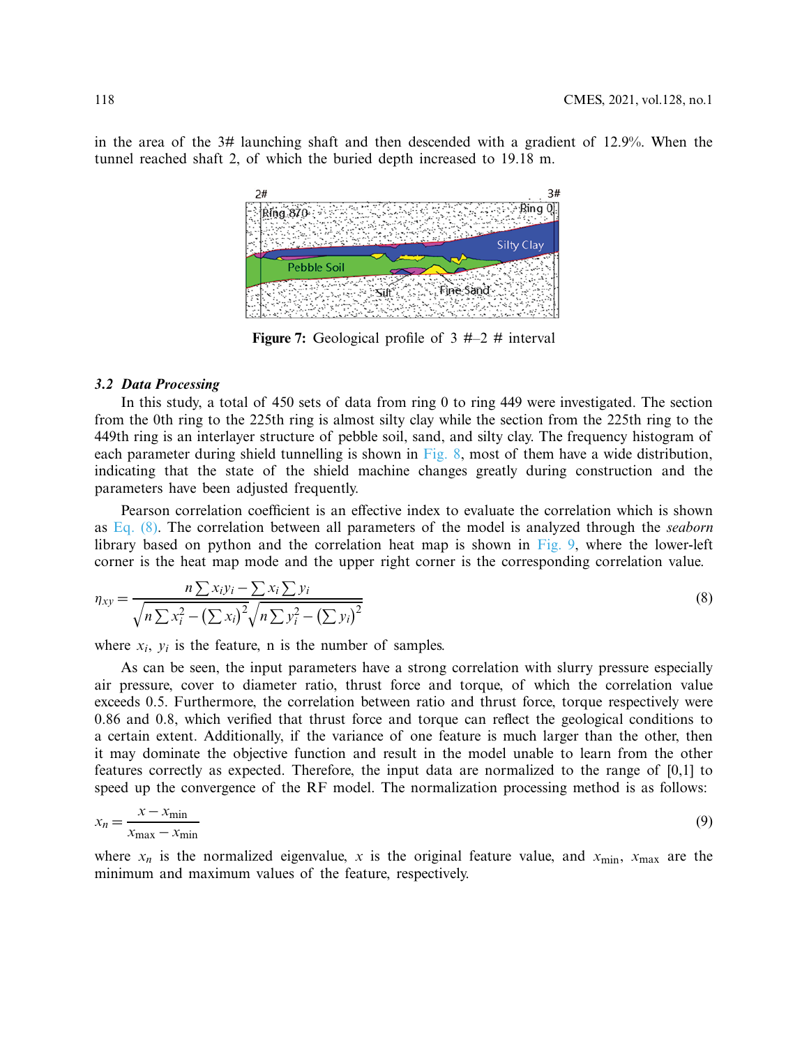in the area of the 3# launching shaft and then descended with a gradient of 12.9%. When the tunnel reached shaft 2, of which the buried depth increased to 19.18 m.

**Figure 7:** Geological profile of 3 #–2 # interval

### 3.2 Data Processing

In this study, a total of 450 sets of data from ring 0 to ring 449 were investigated. The section from the 0th ring to the 225th ring is almost silty clay while the section from the 225th ring to the 449th ring is an interlayer structure of pebble soil, sand, and silty clay. The frequency histogram of each parameter during shield tunnelling is shown in Fig. 8, most of them have a wide distribution, indicating that the state of the shield machine changes greatly during construction and the parameters have been adjusted frequently.

Pearson correlation coefficient is an effective index to evaluate the correlation which is shown as Eq. (8). The correlation between all parameters of the model is analyzed through the *seaborn* library based on python and the correlation heat map is shown in Fig. 9, where the lower-left corner is the heat map mode and the upper right corner is the corresponding correlation value.

$$\eta_{xy} = \frac{n\sum x_i y_i - \sum x_i \sum y_i}{\sqrt{n\sum x_i^2 - \left(\sum x_i\right)^2}\sqrt{n\sum y_i^2 - \left(\sum y_i\right)^2}} \tag{8}$$

where $x_i$, $y_i$ is the feature, n is the number of samples.

As can be seen, the input parameters have a strong correlation with slurry pressure especially air pressure, cover to diameter ratio, thrust force and torque, of which the correlation value exceeds 0.5. Furthermore, the correlation between ratio and thrust force, torque respectively were 0.86 and 0.8, which verified that thrust force and torque can reflect the geological conditions to a certain extent. Additionally, if the variance of one feature is much larger than the other, then it may dominate the objective function and result in the model unable to learn from the other features correctly as expected. Therefore, the input data are normalized to the range of [0,1] to speed up the convergence of the RF model. The normalization processing method is as follows:

$$x_n = \frac{x - x_{\min}}{x_{\max} - x_{\min}} \tag{9}$$

where $x_n$ is the normalized eigenvalue, $x$ is the original feature value, and $x_{\min}$, $x_{\max}$ are the minimum and maximum values of the feature, respectively.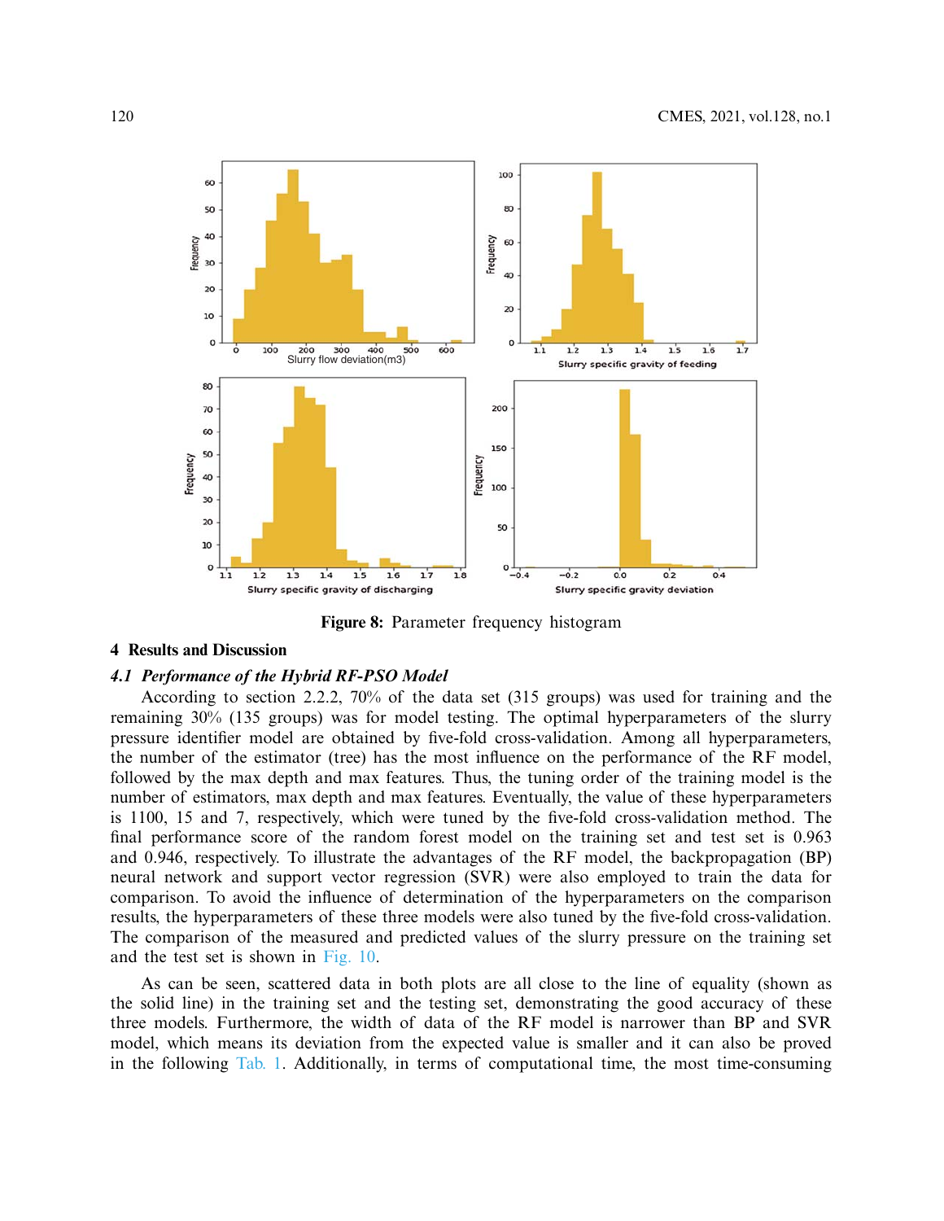Figure 8: Parameter frequency histogram

## 4 Results and Discussion

### 4.1 Performance of the Hybrid RF-PSO Model

According to section 2.2.2, 70% of the data set (315 groups) was used for training and the remaining 30% (135 groups) was for model testing. The optimal hyperparameters of the slurry pressure identifier model are obtained by five-fold cross-validation. Among all hyperparameters, the number of the estimator (tree) has the most influence on the performance of the RF model, followed by the max depth and max features. Thus, the tuning order of the training model is the number of estimators, max depth and max features. Eventually, the value of these hyperparameters is 1100, 15 and 7, respectively, which were tuned by the five-fold cross-validation method. The final performance score of the random forest model on the training set and test set is 0.963 and 0.946, respectively. To illustrate the advantages of the RF model, the backpropagation (BP) neural network and support vector regression (SVR) were also employed to train the data for comparison. To avoid the influence of determination of the hyperparameters on the comparison results, the hyperparameters of these three models were also tuned by the five-fold cross-validation. The comparison of the measured and predicted values of the slurry pressure on the training set and the test set is shown in Fig. 10.

As can be seen, scattered data in both plots are all close to the line of equality (shown as the solid line) in the training set and the testing set, demonstrating the good accuracy of these three models. Furthermore, the width of data of the RF model is narrower than BP and SVR model, which means its deviation from the expected value is smaller and it can also be proved in the following Tab. 1. Additionally, in terms of computational time, the most time-consuming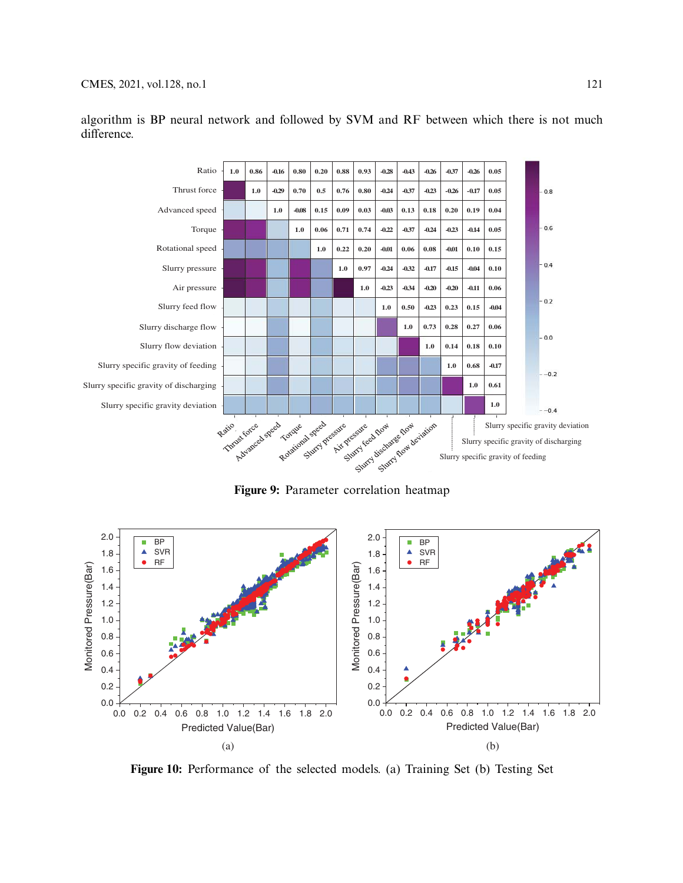algorithm is BP neural network and followed by SVM and RF between which there is not much difference.

**Figure 9:** Parameter correlation heatmap

**Figure 10:** Performance of the selected models. (a) Training Set (b) Testing Set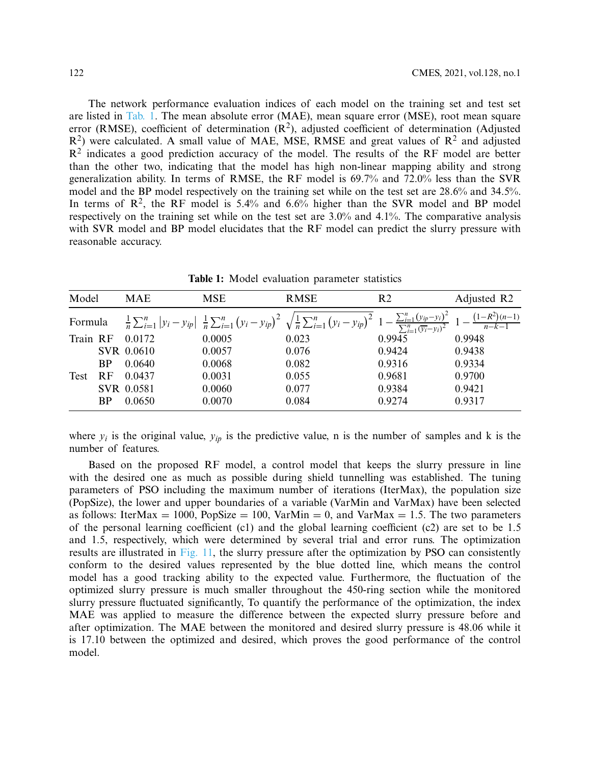The network performance evaluation indices of each model on the training set and test set are listed in Tab. 1. The mean absolute error (MAE), mean square error (MSE), root mean square error (RMSE), coefficient of determination ($R^2$), adjusted coefficient of determination (Adjusted $R^2$) were calculated. A small value of MAE, MSE, RMSE and great values of $R^2$ and adjusted $R^2$ indicates a good prediction accuracy of the model. The results of the RF model are better than the other two, indicating that the model has high non-linear mapping ability and strong generalization ability. In terms of RMSE, the RF model is 69.7% and 72.0% less than the SVR model and the BP model respectively on the training set while on the test set are 28.6% and 34.5%. In terms of $R^2$, the RF model is 5.4% and 6.6% higher than the SVR model and BP model respectively on the training set while on the test set are 3.0% and 4.1%. The comparative analysis with SVR model and BP model elucidates that the RF model can predict the slurry pressure with reasonable accuracy.

**Table 1:** Model evaluation parameter statistics

| Model | | MAE | MSE | RMSE | R2 | Adjusted R2 |
|---|---|---|---|---|---|---|
| Formula | | $\frac{1}{n}\sum_{i=1}^{n}\left\|y_i - y_{ip}\right\|$ | $\frac{1}{n}\sum_{i=1}^{n}\left(y_i - y_{ip}\right)^2$ | $\sqrt{\frac{1}{n}\sum_{i=1}^{n}\left(y_i - y_{ip}\right)^2}$ | $1-\frac{\sum_{i=1}^{n}\left(y_{ip}-y_i\right)^2}{\sum_{i=1}^{n}\left(\overline{y_i}-y_i\right)^2}$ | $1-\frac{(1-R^2)(n-1)}{n-k-1}$ |
| Train | RF | 0.0172 | 0.0005 | 0.023 | 0.9945 | 0.9948 |
| | SVR | 0.0610 | 0.0057 | 0.076 | 0.9424 | 0.9438 |
| | BP | 0.0640 | 0.0068 | 0.082 | 0.9316 | 0.9334 |
| Test | RF | 0.0437 | 0.0031 | 0.055 | 0.9681 | 0.9700 |
| | SVR | 0.0581 | 0.0060 | 0.077 | 0.9384 | 0.9421 |
| | BP | 0.0650 | 0.0070 | 0.084 | 0.9274 | 0.9317 |

where $y_i$ is the original value, $y_{ip}$ is the predictive value, n is the number of samples and k is the number of features.

Based on the proposed RF model, a control model that keeps the slurry pressure in line with the desired one as much as possible during shield tunnelling was established. The tuning parameters of PSO including the maximum number of iterations (IterMax), the population size (PopSize), the lower and upper boundaries of a variable (VarMin and VarMax) have been selected as follows: IterMax = 1000, PopSize = 100, VarMin = 0, and VarMax = 1.5. The two parameters of the personal learning coefficient (c1) and the global learning coefficient (c2) are set to be 1.5 and 1.5, respectively, which were determined by several trial and error runs. The optimization results are illustrated in Fig. 11, the slurry pressure after the optimization by PSO can consistently conform to the desired values represented by the blue dotted line, which means the control model has a good tracking ability to the expected value. Furthermore, the fluctuation of the optimized slurry pressure is much smaller throughout the 450-ring section while the monitored slurry pressure fluctuated significantly, To quantify the performance of the optimization, the index MAE was applied to measure the difference between the expected slurry pressure before and after optimization. The MAE between the monitored and desired slurry pressure is 48.06 while it is 17.10 between the optimized and desired, which proves the good performance of the control model.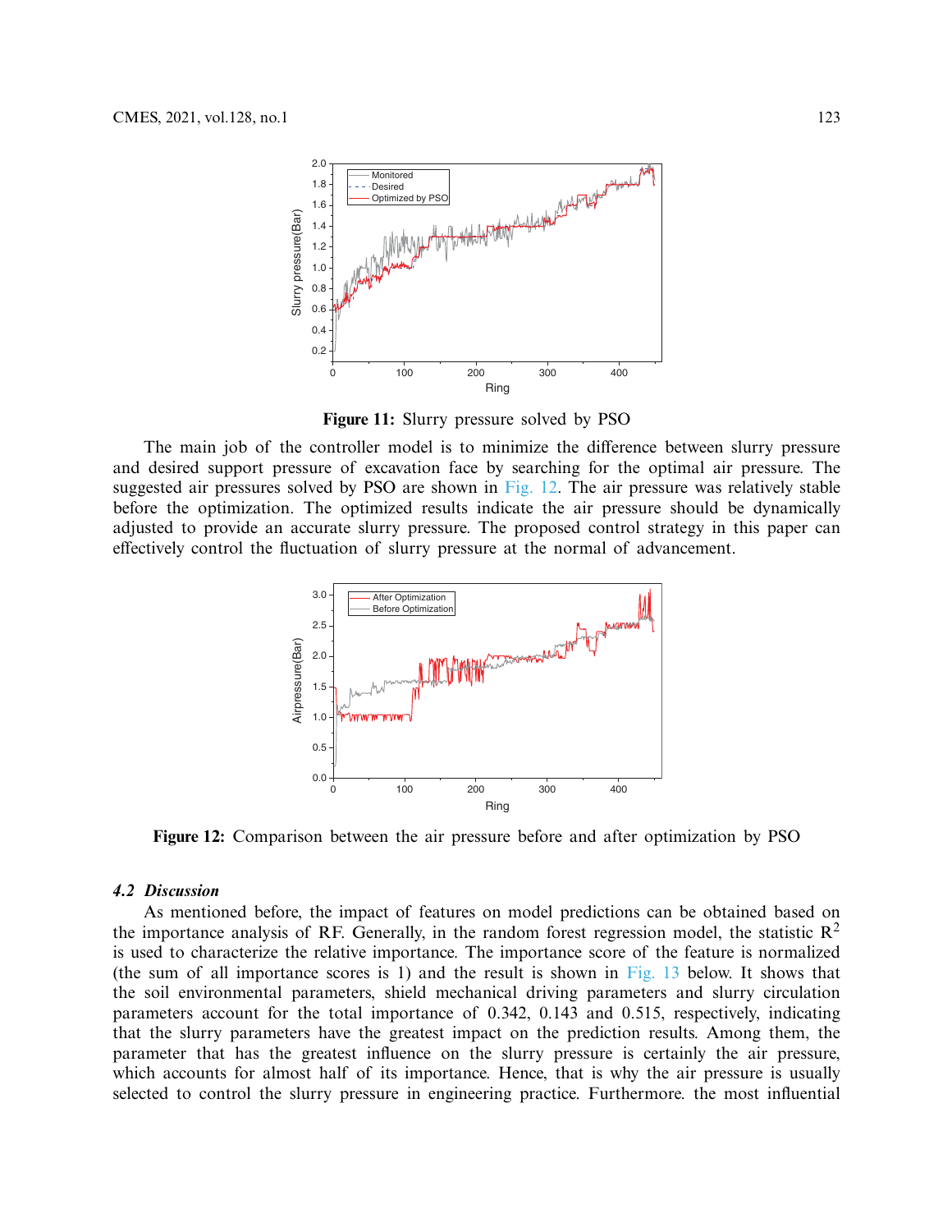**Figure 11:** Slurry pressure solved by PSO

The main job of the controller model is to minimize the difference between slurry pressure and desired support pressure of excavation face by searching for the optimal air pressure. The suggested air pressures solved by PSO are shown in Fig. 12. The air pressure was relatively stable before the optimization. The optimized results indicate the air pressure should be dynamically adjusted to provide an accurate slurry pressure. The proposed control strategy in this paper can effectively control the fluctuation of slurry pressure at the normal of advancement.

**Figure 12:** Comparison between the air pressure before and after optimization by PSO

### *4.2 Discussion*

As mentioned before, the impact of features on model predictions can be obtained based on the importance analysis of RF. Generally, in the random forest regression model, the statistic $R^2$ is used to characterize the relative importance. The importance score of the feature is normalized (the sum of all importance scores is 1) and the result is shown in Fig. 13 below. It shows that the soil environmental parameters, shield mechanical driving parameters and slurry circulation parameters account for the total importance of 0.342, 0.143 and 0.515, respectively, indicating that the slurry parameters have the greatest impact on the prediction results. Among them, the parameter that has the greatest influence on the slurry pressure is certainly the air pressure, which accounts for almost half of its importance. Hence, that is why the air pressure is usually selected to control the slurry pressure in engineering practice. Furthermore. the most influential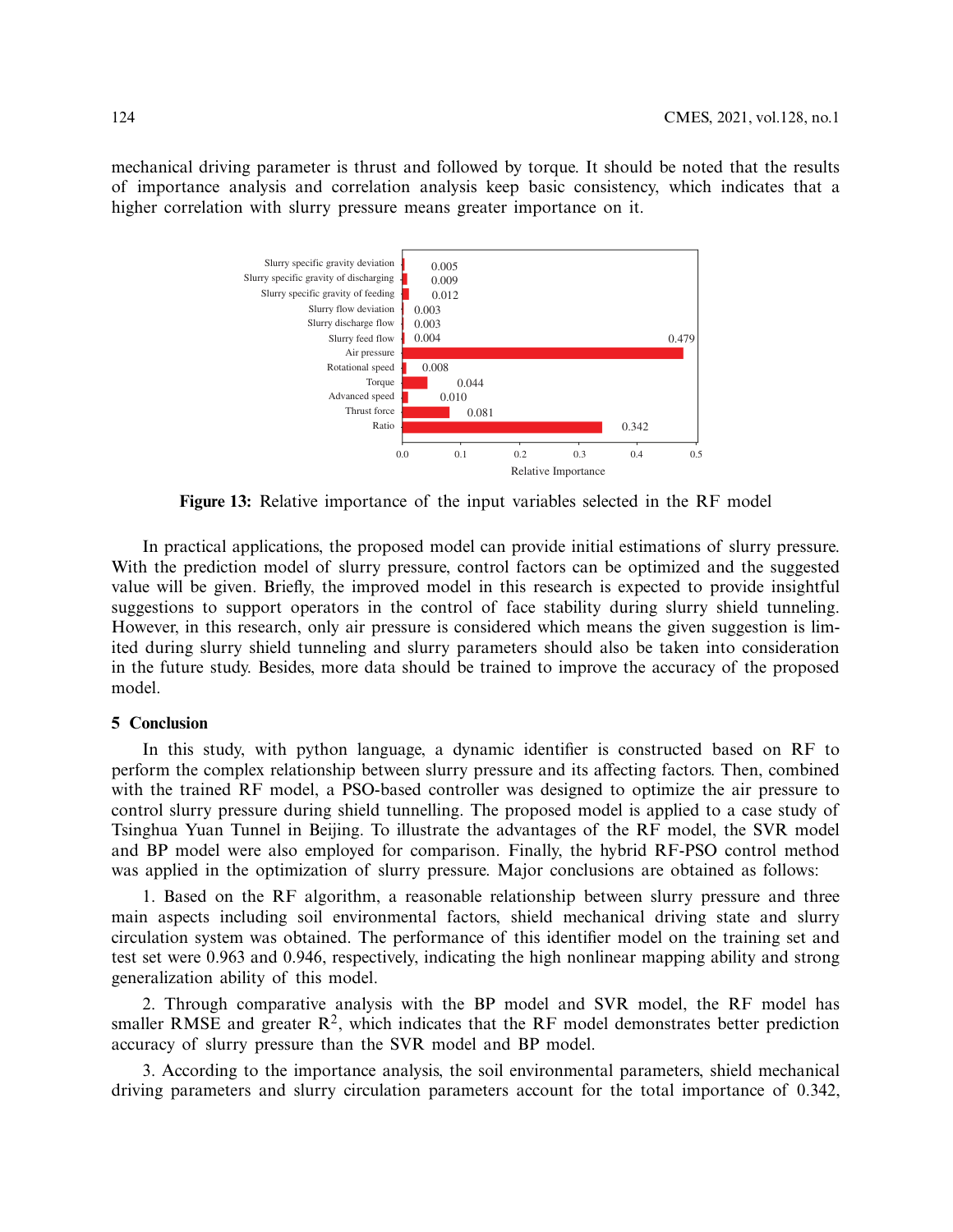mechanical driving parameter is thrust and followed by torque. It should be noted that the results of importance analysis and correlation analysis keep basic consistency, which indicates that a higher correlation with slurry pressure means greater importance on it.

**Figure 13:** Relative importance of the input variables selected in the RF model

In practical applications, the proposed model can provide initial estimations of slurry pressure. With the prediction model of slurry pressure, control factors can be optimized and the suggested value will be given. Briefly, the improved model in this research is expected to provide insightful suggestions to support operators in the control of face stability during slurry shield tunneling. However, in this research, only air pressure is considered which means the given suggestion is limited during slurry shield tunneling and slurry parameters should also be taken into consideration in the future study. Besides, more data should be trained to improve the accuracy of the proposed model.

## 5 Conclusion

In this study, with python language, a dynamic identifier is constructed based on RF to perform the complex relationship between slurry pressure and its affecting factors. Then, combined with the trained RF model, a PSO-based controller was designed to optimize the air pressure to control slurry pressure during shield tunnelling. The proposed model is applied to a case study of Tsinghua Yuan Tunnel in Beijing. To illustrate the advantages of the RF model, the SVR model and BP model were also employed for comparison. Finally, the hybrid RF-PSO control method was applied in the optimization of slurry pressure. Major conclusions are obtained as follows:

1. Based on the RF algorithm, a reasonable relationship between slurry pressure and three main aspects including soil environmental factors, shield mechanical driving state and slurry circulation system was obtained. The performance of this identifier model on the training set and test set were 0.963 and 0.946, respectively, indicating the high nonlinear mapping ability and strong generalization ability of this model.

2. Through comparative analysis with the BP model and SVR model, the RF model has smaller RMSE and greater $R^2$, which indicates that the RF model demonstrates better prediction accuracy of slurry pressure than the SVR model and BP model.

3. According to the importance analysis, the soil environmental parameters, shield mechanical driving parameters and slurry circulation parameters account for the total importance of 0.342,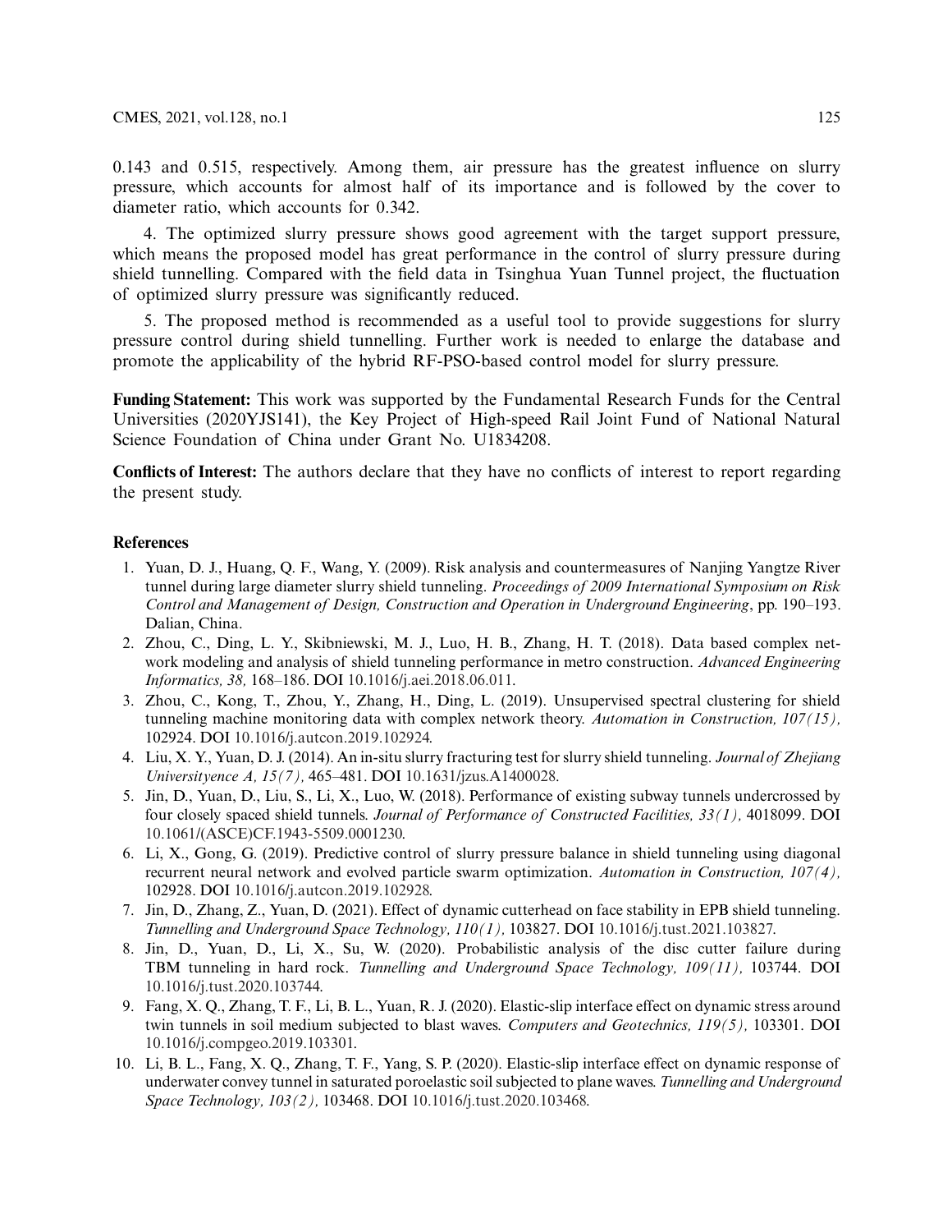0.143 and 0.515, respectively. Among them, air pressure has the greatest influence on slurry pressure, which accounts for almost half of its importance and is followed by the cover to diameter ratio, which accounts for 0.342.

4. The optimized slurry pressure shows good agreement with the target support pressure, which means the proposed model has great performance in the control of slurry pressure during shield tunnelling. Compared with the field data in Tsinghua Yuan Tunnel project, the fluctuation of optimized slurry pressure was significantly reduced.

5. The proposed method is recommended as a useful tool to provide suggestions for slurry pressure control during shield tunnelling. Further work is needed to enlarge the database and promote the applicability of the hybrid RF-PSO-based control model for slurry pressure.

**Funding Statement:** This work was supported by the Fundamental Research Funds for the Central Universities (2020YJS141), the Key Project of High-speed Rail Joint Fund of National Natural Science Foundation of China under Grant No. U1834208.

**Conflicts of Interest:** The authors declare that they have no conflicts of interest to report regarding the present study.

## References

1. Yuan, D. J., Huang, Q. F., Wang, Y. (2009). Risk analysis and countermeasures of Nanjing Yangtze River tunnel during large diameter slurry shield tunneling. *Proceedings of 2009 International Symposium on Risk Control and Management of Design, Construction and Operation in Underground Engineering*, pp. 190–193. Dalian, China.
2. Zhou, C., Ding, L. Y., Skibniewski, M. J., Luo, H. B., Zhang, H. T. (2018). Data based complex network modeling and analysis of shield tunneling performance in metro construction. *Advanced Engineering Informatics, 38,* 168–186. DOI 10.1016/j.aei.2018.06.011.
3. Zhou, C., Kong, T., Zhou, Y., Zhang, H., Ding, L. (2019). Unsupervised spectral clustering for shield tunneling machine monitoring data with complex network theory. *Automation in Construction, 107(15),* 102924. DOI 10.1016/j.autcon.2019.102924.
4. Liu, X. Y., Yuan, D. J. (2014). An in-situ slurry fracturing test for slurry shield tunneling. *Journal of Zhejiang Universityence A, 15(7),* 465–481. DOI 10.1631/jzus.A1400028.
5. Jin, D., Yuan, D., Liu, S., Li, X., Luo, W. (2018). Performance of existing subway tunnels undercrossed by four closely spaced shield tunnels. *Journal of Performance of Constructed Facilities, 33(1),* 4018099. DOI 10.1061/(ASCE)CF.1943-5509.0001230.
6. Li, X., Gong, G. (2019). Predictive control of slurry pressure balance in shield tunneling using diagonal recurrent neural network and evolved particle swarm optimization. *Automation in Construction, 107(4),* 102928. DOI 10.1016/j.autcon.2019.102928.
7. Jin, D., Zhang, Z., Yuan, D. (2021). Effect of dynamic cutterhead on face stability in EPB shield tunneling. *Tunnelling and Underground Space Technology, 110(1),* 103827. DOI 10.1016/j.tust.2021.103827.
8. Jin, D., Yuan, D., Li, X., Su, W. (2020). Probabilistic analysis of the disc cutter failure during TBM tunneling in hard rock. *Tunnelling and Underground Space Technology, 109(11),* 103744. DOI 10.1016/j.tust.2020.103744.
9. Fang, X. Q., Zhang, T. F., Li, B. L., Yuan, R. J. (2020). Elastic-slip interface effect on dynamic stress around twin tunnels in soil medium subjected to blast waves. *Computers and Geotechnics, 119(5),* 103301. DOI 10.1016/j.compgeo.2019.103301.
10. Li, B. L., Fang, X. Q., Zhang, T. F., Yang, S. P. (2020). Elastic-slip interface effect on dynamic response of underwater convey tunnel in saturated poroelastic soil subjected to plane waves. *Tunnelling and Underground Space Technology, 103(2),* 103468. DOI 10.1016/j.tust.2020.103468.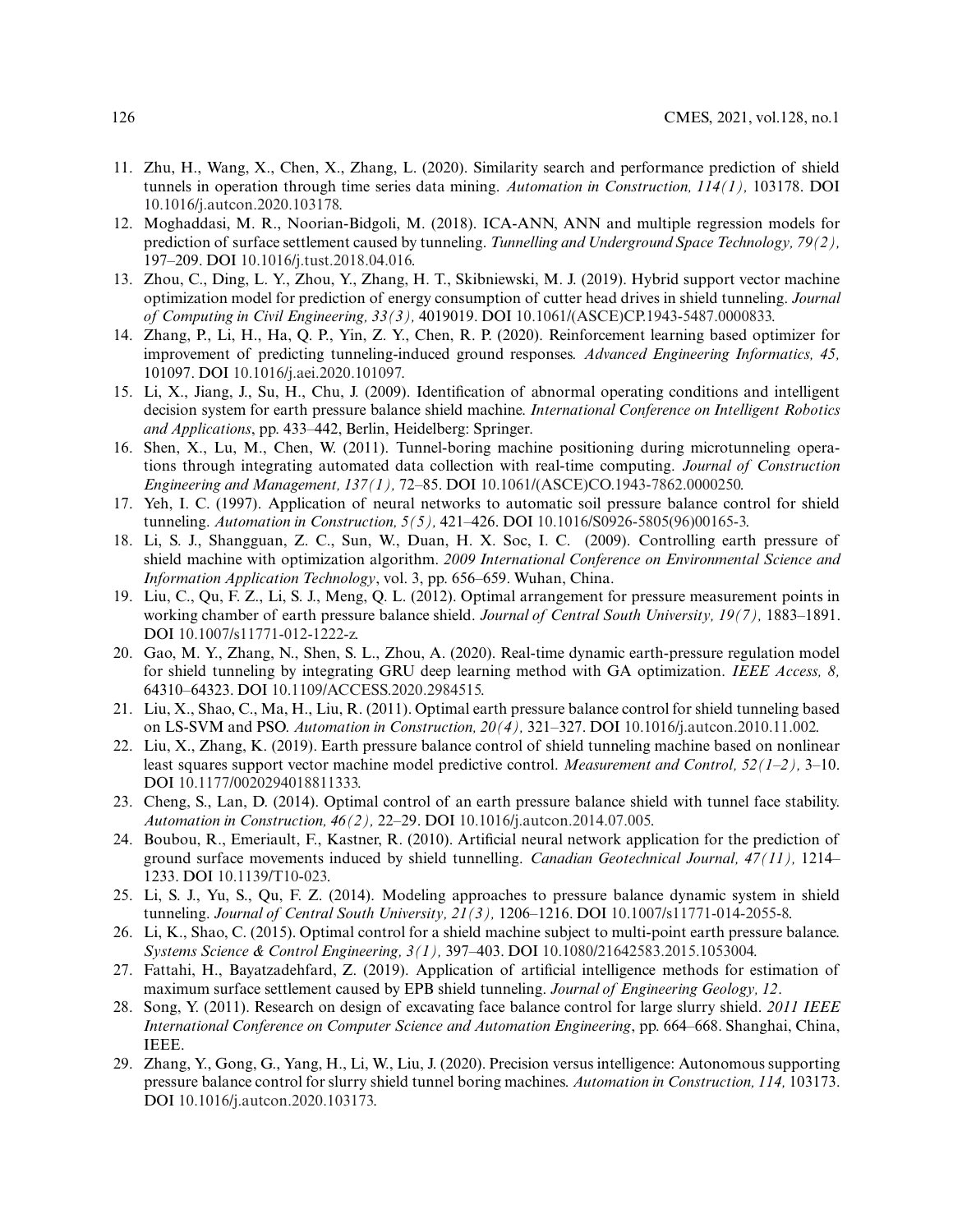11. Zhu, H., Wang, X., Chen, X., Zhang, L. (2020). Similarity search and performance prediction of shield tunnels in operation through time series data mining. *Automation in Construction, 114(1),* 103178. DOI 10.1016/j.autcon.2020.103178.
12. Moghaddasi, M. R., Noorian-Bidgoli, M. (2018). ICA-ANN, ANN and multiple regression models for prediction of surface settlement caused by tunneling. *Tunnelling and Underground Space Technology, 79(2),* 197–209. DOI 10.1016/j.tust.2018.04.016.
13. Zhou, C., Ding, L. Y., Zhou, Y., Zhang, H. T., Skibniewski, M. J. (2019). Hybrid support vector machine optimization model for prediction of energy consumption of cutter head drives in shield tunneling. *Journal of Computing in Civil Engineering, 33(3),* 4019019. DOI 10.1061/(ASCE)CP.1943-5487.0000833.
14. Zhang, P., Li, H., Ha, Q. P., Yin, Z. Y., Chen, R. P. (2020). Reinforcement learning based optimizer for improvement of predicting tunneling-induced ground responses. *Advanced Engineering Informatics, 45,* 101097. DOI 10.1016/j.aei.2020.101097.
15. Li, X., Jiang, J., Su, H., Chu, J. (2009). Identification of abnormal operating conditions and intelligent decision system for earth pressure balance shield machine. *International Conference on Intelligent Robotics and Applications*, pp. 433–442, Berlin, Heidelberg: Springer.
16. Shen, X., Lu, M., Chen, W. (2011). Tunnel-boring machine positioning during microtunneling operations through integrating automated data collection with real-time computing. *Journal of Construction Engineering and Management, 137(1),* 72–85. DOI 10.1061/(ASCE)CO.1943-7862.0000250.
17. Yeh, I. C. (1997). Application of neural networks to automatic soil pressure balance control for shield tunneling. *Automation in Construction, 5(5),* 421–426. DOI 10.1016/S0926-5805(96)00165-3.
18. Li, S. J., Shangguan, Z. C., Sun, W., Duan, H. X. Soc, I. C. (2009). Controlling earth pressure of shield machine with optimization algorithm. *2009 International Conference on Environmental Science and Information Application Technology*, vol. 3, pp. 656–659. Wuhan, China.
19. Liu, C., Qu, F. Z., Li, S. J., Meng, Q. L. (2012). Optimal arrangement for pressure measurement points in working chamber of earth pressure balance shield. *Journal of Central South University, 19(7),* 1883–1891. DOI 10.1007/s11771-012-1222-z.
20. Gao, M. Y., Zhang, N., Shen, S. L., Zhou, A. (2020). Real-time dynamic earth-pressure regulation model for shield tunneling by integrating GRU deep learning method with GA optimization. *IEEE Access, 8,* 64310–64323. DOI 10.1109/ACCESS.2020.2984515.
21. Liu, X., Shao, C., Ma, H., Liu, R. (2011). Optimal earth pressure balance control for shield tunneling based on LS-SVM and PSO. *Automation in Construction, 20(4),* 321–327. DOI 10.1016/j.autcon.2010.11.002.
22. Liu, X., Zhang, K. (2019). Earth pressure balance control of shield tunneling machine based on nonlinear least squares support vector machine model predictive control. *Measurement and Control, 52(1–2),* 3–10. DOI 10.1177/0020294018811333.
23. Cheng, S., Lan, D. (2014). Optimal control of an earth pressure balance shield with tunnel face stability. *Automation in Construction, 46(2),* 22–29. DOI 10.1016/j.autcon.2014.07.005.
24. Boubou, R., Emeriault, F., Kastner, R. (2010). Artificial neural network application for the prediction of ground surface movements induced by shield tunnelling. *Canadian Geotechnical Journal, 47(11),* 1214–1233. DOI 10.1139/T10-023.
25. Li, S. J., Yu, S., Qu, F. Z. (2014). Modeling approaches to pressure balance dynamic system in shield tunneling. *Journal of Central South University, 21(3),* 1206–1216. DOI 10.1007/s11771-014-2055-8.
26. Li, K., Shao, C. (2015). Optimal control for a shield machine subject to multi-point earth pressure balance. *Systems Science & Control Engineering, 3(1),* 397–403. DOI 10.1080/21642583.2015.1053004.
27. Fattahi, H., Bayatzadehfard, Z. (2019). Application of artificial intelligence methods for estimation of maximum surface settlement caused by EPB shield tunneling. *Journal of Engineering Geology, 12*.
28. Song, Y. (2011). Research on design of excavating face balance control for large slurry shield. *2011 IEEE International Conference on Computer Science and Automation Engineering*, pp. 664–668. Shanghai, China, IEEE.
29. Zhang, Y., Gong, G., Yang, H., Li, W., Liu, J. (2020). Precision versus intelligence: Autonomous supporting pressure balance control for slurry shield tunnel boring machines. *Automation in Construction, 114,* 103173. DOI 10.1016/j.autcon.2020.103173.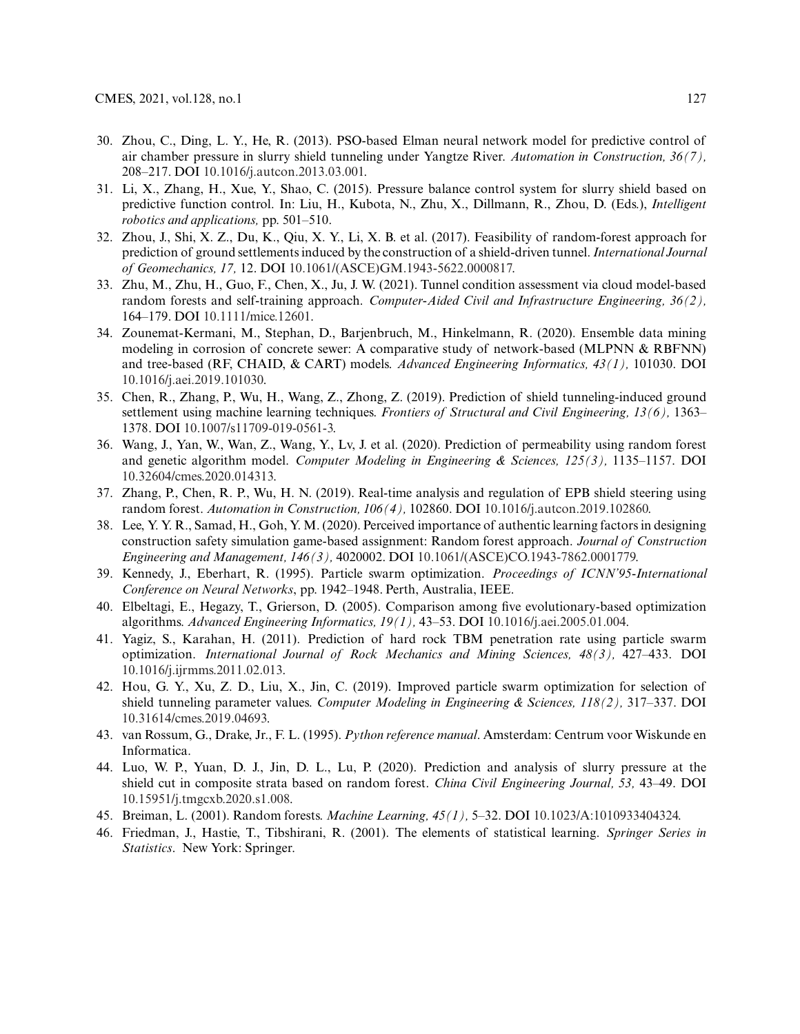30. Zhou, C., Ding, L. Y., He, R. (2013). PSO-based Elman neural network model for predictive control of air chamber pressure in slurry shield tunneling under Yangtze River. *Automation in Construction, 36(7),* 208–217. DOI 10.1016/j.autcon.2013.03.001.
31. Li, X., Zhang, H., Xue, Y., Shao, C. (2015). Pressure balance control system for slurry shield based on predictive function control. In: Liu, H., Kubota, N., Zhu, X., Dillmann, R., Zhou, D. (Eds.), *Intelligent robotics and applications,* pp. 501–510.
32. Zhou, J., Shi, X. Z., Du, K., Qiu, X. Y., Li, X. B. et al. (2017). Feasibility of random-forest approach for prediction of ground settlements induced by the construction of a shield-driven tunnel. *International Journal of Geomechanics, 17,* 12. DOI 10.1061/(ASCE)GM.1943-5622.0000817.
33. Zhu, M., Zhu, H., Guo, F., Chen, X., Ju, J. W. (2021). Tunnel condition assessment via cloud model-based random forests and self-training approach. *Computer-Aided Civil and Infrastructure Engineering, 36(2),* 164–179. DOI 10.1111/mice.12601.
34. Zounemat-Kermani, M., Stephan, D., Barjenbruch, M., Hinkelmann, R. (2020). Ensemble data mining modeling in corrosion of concrete sewer: A comparative study of network-based (MLPNN & RBFNN) and tree-based (RF, CHAID, & CART) models. *Advanced Engineering Informatics, 43(1),* 101030. DOI 10.1016/j.aei.2019.101030.
35. Chen, R., Zhang, P., Wu, H., Wang, Z., Zhong, Z. (2019). Prediction of shield tunneling-induced ground settlement using machine learning techniques. *Frontiers of Structural and Civil Engineering, 13(6),* 1363–1378. DOI 10.1007/s11709-019-0561-3.
36. Wang, J., Yan, W., Wan, Z., Wang, Y., Lv, J. et al. (2020). Prediction of permeability using random forest and genetic algorithm model. *Computer Modeling in Engineering & Sciences, 125(3),* 1135–1157. DOI 10.32604/cmes.2020.014313.
37. Zhang, P., Chen, R. P., Wu, H. N. (2019). Real-time analysis and regulation of EPB shield steering using random forest. *Automation in Construction, 106(4),* 102860. DOI 10.1016/j.autcon.2019.102860.
38. Lee, Y. Y. R., Samad, H., Goh, Y. M. (2020). Perceived importance of authentic learning factors in designing construction safety simulation game-based assignment: Random forest approach. *Journal of Construction Engineering and Management, 146(3),* 4020002. DOI 10.1061/(ASCE)CO.1943-7862.0001779.
39. Kennedy, J., Eberhart, R. (1995). Particle swarm optimization. *Proceedings of ICNN'95-International Conference on Neural Networks*, pp. 1942–1948. Perth, Australia, IEEE.
40. Elbeltagi, E., Hegazy, T., Grierson, D. (2005). Comparison among five evolutionary-based optimization algorithms. *Advanced Engineering Informatics, 19(1),* 43–53. DOI 10.1016/j.aei.2005.01.004.
41. Yagiz, S., Karahan, H. (2011). Prediction of hard rock TBM penetration rate using particle swarm optimization. *International Journal of Rock Mechanics and Mining Sciences, 48(3),* 427–433. DOI 10.1016/j.ijrmms.2011.02.013.
42. Hou, G. Y., Xu, Z. D., Liu, X., Jin, C. (2019). Improved particle swarm optimization for selection of shield tunneling parameter values. *Computer Modeling in Engineering & Sciences, 118(2),* 317–337. DOI 10.31614/cmes.2019.04693.
43. van Rossum, G., Drake, Jr., F. L. (1995). *Python reference manual*. Amsterdam: Centrum voor Wiskunde en Informatica.
44. Luo, W. P., Yuan, D. J., Jin, D. L., Lu, P. (2020). Prediction and analysis of slurry pressure at the shield cut in composite strata based on random forest. *China Civil Engineering Journal, 53,* 43–49. DOI 10.15951/j.tmgcxb.2020.s1.008.
45. Breiman, L. (2001). Random forests. *Machine Learning, 45(1),* 5–32. DOI 10.1023/A:1010933404324.
46. Friedman, J., Hastie, T., Tibshirani, R. (2001). The elements of statistical learning. *Springer Series in Statistics*. New York: Springer.